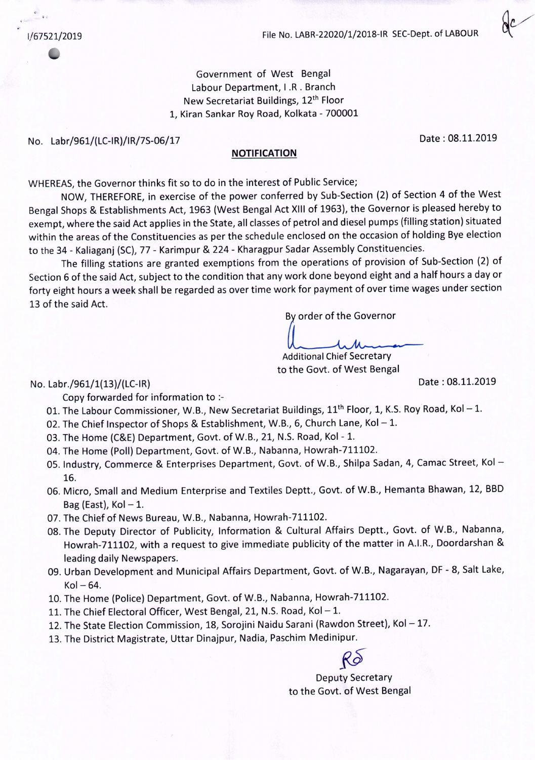I/67521/2019

File No. LABR-22020/1/2018-IR SEC-Dept. of LABOUR

Government of West Bengal
Labour Department, I .R . Branch
New Secretariat Buildings, 12th Floor
1, Kiran Sankar Roy Road, Kolkata - 700001

No. Labr/961/(LC-IR)/IR/7S-06/17

Date : 08.11.2019

**NOTIFICATION**

WHEREAS, the Governor thinks fit so to do in the interest of Public Service;

NOW, THEREFORE, in exercise of the power conferred by Sub-Section (2) of Section 4 of the West Bengal Shops & Establishments Act, 1963 (West Bengal Act XIII of 1963), the Governor is pleased hereby to exempt, where the said Act applies in the State, all classes of petrol and diesel pumps (filling station) situated within the areas of the Constituencies as per the schedule enclosed on the occasion of holding Bye election to the 34 - Kaliaganj (SC), 77 - Karimpur & 224 - Kharagpur Sadar Assembly Constituencies.

The filling stations are granted exemptions from the operations of provision of Sub-Section (2) of Section 6 of the said Act, subject to the condition that any work done beyond eight and a half hours a day or forty eight hours a week shall be regarded as over time work for payment of over time wages under section 13 of the said Act.

By order of the Governor

Additional Chief Secretary
to the Govt. of West Bengal

No. Labr./961/1(13)/(LC-IR)

Date : 08.11.2019

Copy forwarded for information to :-

01. The Labour Commissioner, W.B., New Secretariat Buildings, 11th Floor, 1, K.S. Roy Road, Kol – 1.
02. The Chief Inspector of Shops & Establishment, W.B., 6, Church Lane, Kol – 1.
03. The Home (C&E) Department, Govt. of W.B., 21, N.S. Road, Kol - 1.
04. The Home (Poll) Department, Govt. of W.B., Nabanna, Howrah-711102.
05. Industry, Commerce & Enterprises Department, Govt. of W.B., Shilpa Sadan, 4, Camac Street, Kol – 16.
06. Micro, Small and Medium Enterprise and Textiles Deptt., Govt. of W.B., Hemanta Bhawan, 12, BBD Bag (East), Kol – 1.
07. The Chief of News Bureau, W.B., Nabanna, Howrah-711102.
08. The Deputy Director of Publicity, Information & Cultural Affairs Deptt., Govt. of W.B., Nabanna, Howrah-711102, with a request to give immediate publicity of the matter in A.I.R., Doordarshan & leading daily Newspapers.
09. Urban Development and Municipal Affairs Department, Govt. of W.B., Nagarayan, DF - 8, Salt Lake, Kol – 64.
10. The Home (Police) Department, Govt. of W.B., Nabanna, Howrah-711102.
11. The Chief Electoral Officer, West Bengal, 21, N.S. Road, Kol – 1.
12. The State Election Commission, 18, Sorojini Naidu Sarani (Rawdon Street), Kol – 17.
13. The District Magistrate, Uttar Dinajpur, Nadia, Paschim Medinipur.

Deputy Secretary
to the Govt. of West Bengal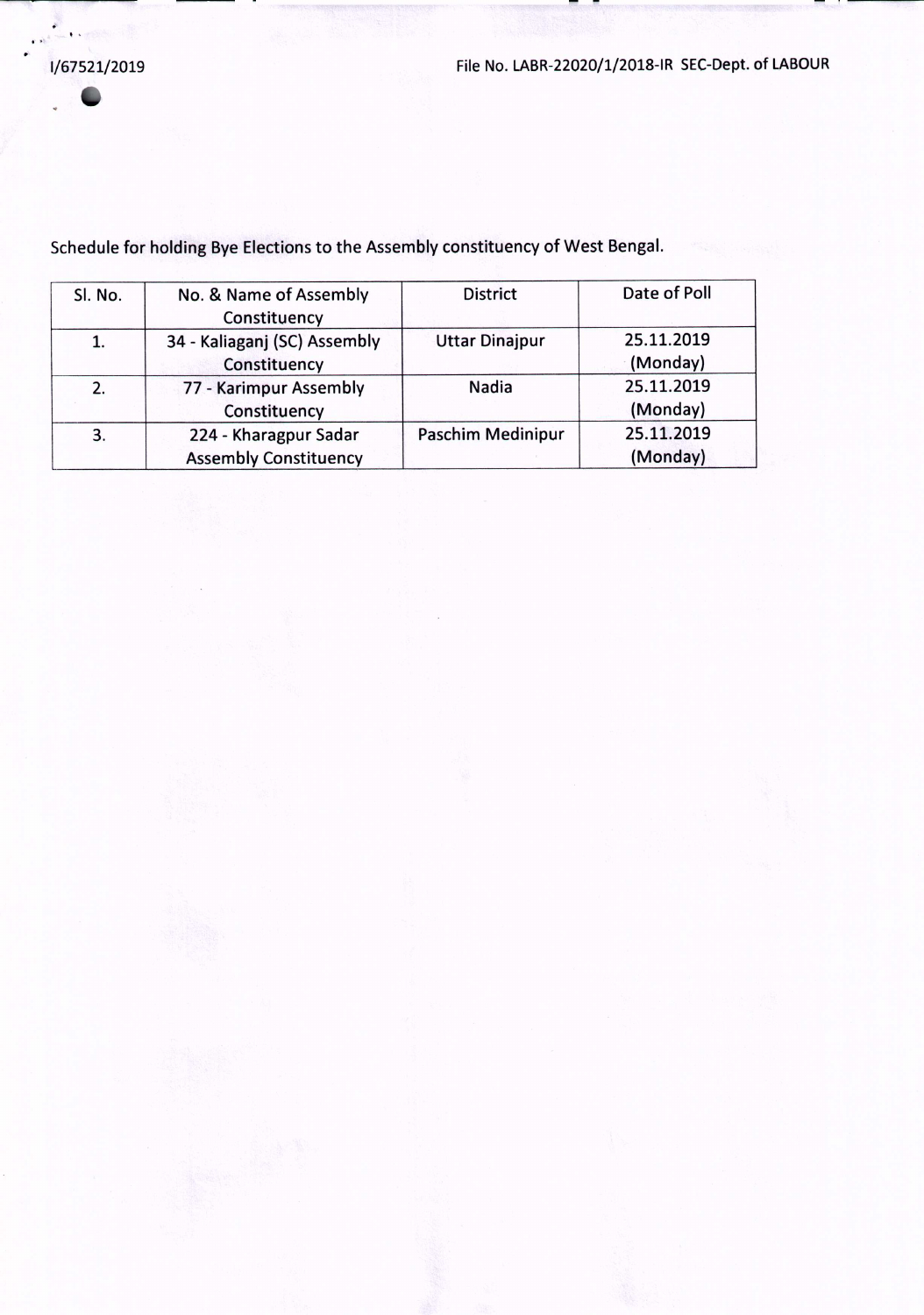Schedule for holding Bye Elections to the Assembly constituency of West Bengal.

| Sl. No. | No. & Name of Assembly Constituency | District | Date of Poll |
|---|---|---|---|
| 1. | 34 - Kaliaganj (SC) Assembly Constituency | Uttar Dinajpur | 25.11.2019 (Monday) |
| 2. | 77 - Karimpur Assembly Constituency | Nadia | 25.11.2019 (Monday) |
| 3. | 224 - Kharagpur Sadar Assembly Constituency | Paschim Medinipur | 25.11.2019 (Monday) |